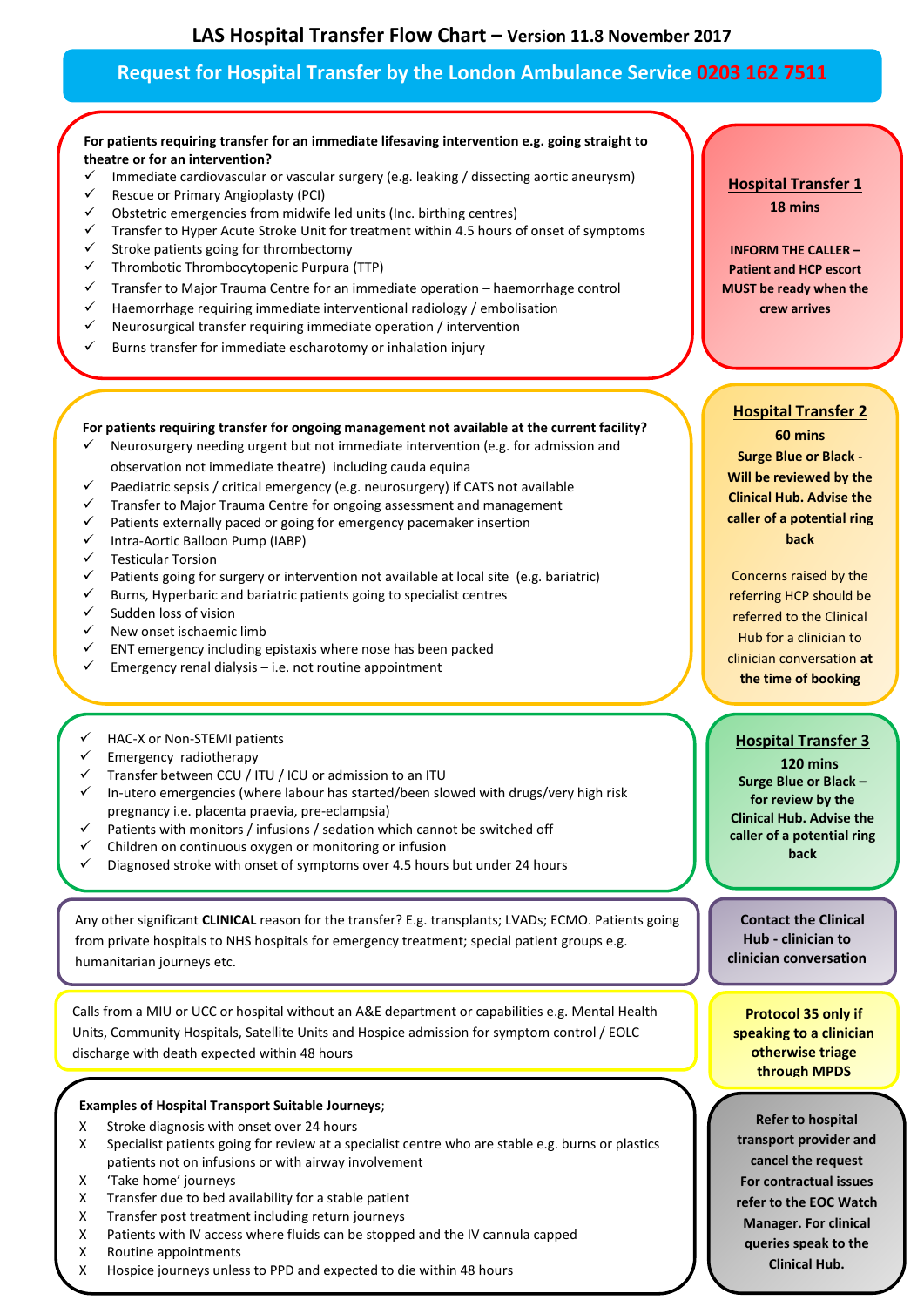# LAS Hospital Transfer Flow Chart – Version 11.8 November 2017

## Request for Hospital Transfer by the London Ambulance Service 0203 162 7511

**For patients requiring transfer for an immediate lifesaving intervention e.g. going straight to theatre or for an intervention?**

- ✓ Immediate cardiovascular or vascular surgery (e.g. leaking / dissecting aortic aneurysm)
- ✓ Rescue or Primary Angioplasty (PCI)
- ✓ Obstetric emergencies from midwife led units (Inc. birthing centres)
- ✓ Transfer to Hyper Acute Stroke Unit for treatment within 4.5 hours of onset of symptoms
- ✓ Stroke patients going for thrombectomy
- ✓ Thrombotic Thrombocytopenic Purpura (TTP)
- ✓ Transfer to Major Trauma Centre for an immediate operation – haemorrhage control
- ✓ Haemorrhage requiring immediate interventional radiology / embolisation
- ✓ Neurosurgical transfer requiring immediate operation / intervention
- ✓ Burns transfer for immediate escharotomy or inhalation injury

**Hospital Transfer 1**
**18 mins**

**INFORM THE CALLER – Patient and HCP escort MUST be ready when the crew arrives**

---

**For patients requiring transfer for ongoing management not available at the current facility?**

- ✓ Neurosurgery needing urgent but not immediate intervention (e.g. for admission and observation not immediate theatre) including cauda equina
- ✓ Paediatric sepsis / critical emergency (e.g. neurosurgery) if CATS not available
- ✓ Transfer to Major Trauma Centre for ongoing assessment and management
- ✓ Patients externally paced or going for emergency pacemaker insertion
- ✓ Intra-Aortic Balloon Pump (IABP)
- ✓ Testicular Torsion
- ✓ Patients going for surgery or intervention not available at local site (e.g. bariatric)
- ✓ Burns, Hyperbaric and bariatric patients going to specialist centres
- ✓ Sudden loss of vision
- ✓ New onset ischaemic limb
- ✓ ENT emergency including epistaxis where nose has been packed
- ✓ Emergency renal dialysis – i.e. not routine appointment

**Hospital Transfer 2**
**60 mins**
**Surge Blue or Black - Will be reviewed by the Clinical Hub. Advise the caller of a potential ring back**

Concerns raised by the referring HCP should be referred to the Clinical Hub for a clinician to clinician conversation **at the time of booking**

---

- ✓ HAC-X or Non-STEMI patients
- ✓ Emergency radiotherapy
- ✓ Transfer between CCU / ITU / ICU or admission to an ITU
- ✓ In-utero emergencies (where labour has started/been slowed with drugs/very high risk pregnancy i.e. placenta praevia, pre-eclampsia)
- ✓ Patients with monitors / infusions / sedation which cannot be switched off
- ✓ Children on continuous oxygen or monitoring or infusion
- ✓ Diagnosed stroke with onset of symptoms over 4.5 hours but under 24 hours

**Hospital Transfer 3**
**120 mins**
**Surge Blue or Black – for review by the Clinical Hub. Advise the caller of a potential ring back**

---

Any other significant **CLINICAL** reason for the transfer? E.g. transplants; LVADs; ECMO. Patients going from private hospitals to NHS hospitals for emergency treatment; special patient groups e.g. humanitarian journeys etc.

**Contact the Clinical Hub - clinician to clinician conversation**

---

Calls from a MIU or UCC or hospital without an A&E department or capabilities e.g. Mental Health Units, Community Hospitals, Satellite Units and Hospice admission for symptom control / EOLC discharge with death expected within 48 hours

**Protocol 35 only if speaking to a clinician otherwise triage through MPDS**

---

**Examples of Hospital Transport Suitable Journeys**;

- X Stroke diagnosis with onset over 24 hours
- X Specialist patients going for review at a specialist centre who are stable e.g. burns or plastics patients not on infusions or with airway involvement
- X 'Take home' journeys
- X Transfer due to bed availability for a stable patient
- X Transfer post treatment including return journeys
- X Patients with IV access where fluids can be stopped and the IV cannula capped
- X Routine appointments
- X Hospice journeys unless to PPD and expected to die within 48 hours

**Refer to hospital transport provider and cancel the request For contractual issues refer to the EOC Watch Manager. For clinical queries speak to the Clinical Hub.**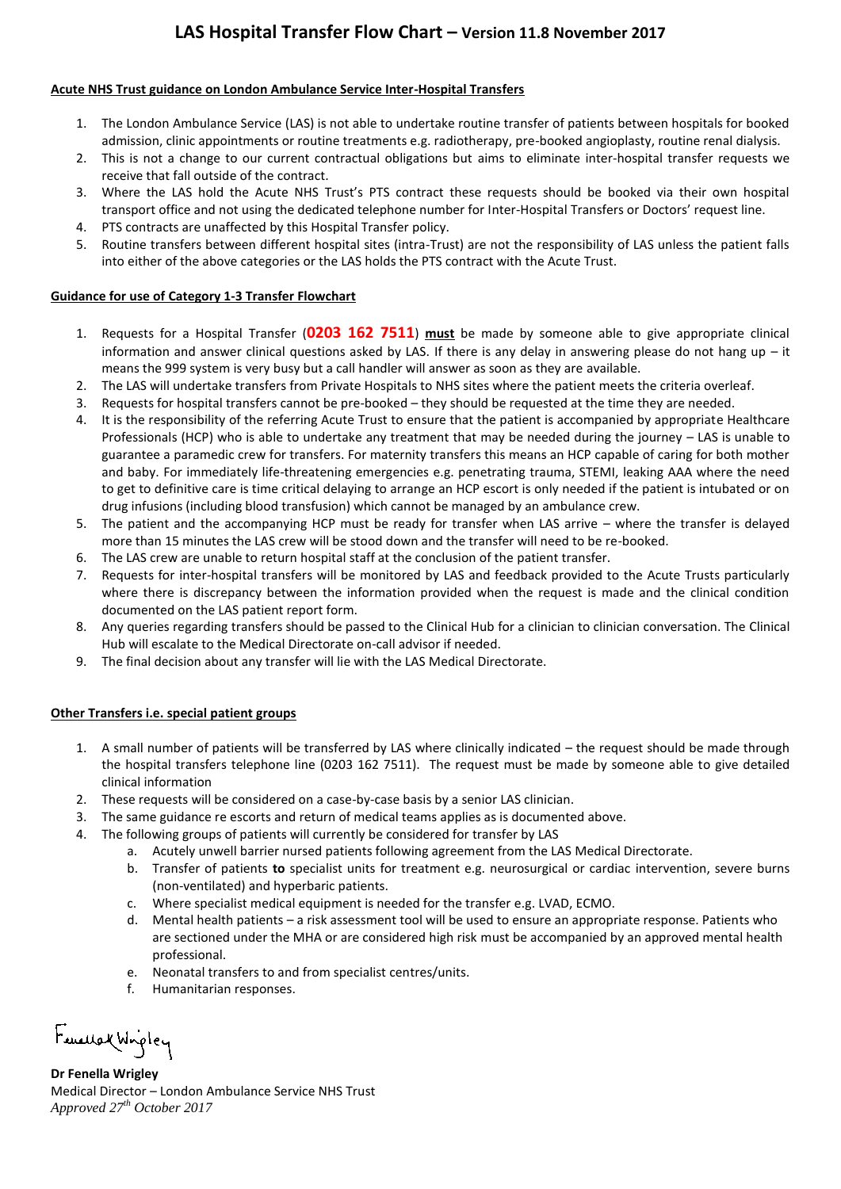# LAS Hospital Transfer Flow Chart – Version 11.8 November 2017

**Acute NHS Trust guidance on London Ambulance Service Inter-Hospital Transfers**

1. The London Ambulance Service (LAS) is not able to undertake routine transfer of patients between hospitals for booked admission, clinic appointments or routine treatments e.g. radiotherapy, pre-booked angioplasty, routine renal dialysis.
2. This is not a change to our current contractual obligations but aims to eliminate inter-hospital transfer requests we receive that fall outside of the contract.
3. Where the LAS hold the Acute NHS Trust's PTS contract these requests should be booked via their own hospital transport office and not using the dedicated telephone number for Inter-Hospital Transfers or Doctors' request line.
4. PTS contracts are unaffected by this Hospital Transfer policy.
5. Routine transfers between different hospital sites (intra-Trust) are not the responsibility of LAS unless the patient falls into either of the above categories or the LAS holds the PTS contract with the Acute Trust.

**Guidance for use of Category 1-3 Transfer Flowchart**

1. Requests for a Hospital Transfer (**0203 162 7511**) **must** be made by someone able to give appropriate clinical information and answer clinical questions asked by LAS. If there is any delay in answering please do not hang up – it means the 999 system is very busy but a call handler will answer as soon as they are available.
2. The LAS will undertake transfers from Private Hospitals to NHS sites where the patient meets the criteria overleaf.
3. Requests for hospital transfers cannot be pre-booked – they should be requested at the time they are needed.
4. It is the responsibility of the referring Acute Trust to ensure that the patient is accompanied by appropriate Healthcare Professionals (HCP) who is able to undertake any treatment that may be needed during the journey – LAS is unable to guarantee a paramedic crew for transfers. For maternity transfers this means an HCP capable of caring for both mother and baby. For immediately life-threatening emergencies e.g. penetrating trauma, STEMI, leaking AAA where the need to get to definitive care is time critical delaying to arrange an HCP escort is only needed if the patient is intubated or on drug infusions (including blood transfusion) which cannot be managed by an ambulance crew.
5. The patient and the accompanying HCP must be ready for transfer when LAS arrive – where the transfer is delayed more than 15 minutes the LAS crew will be stood down and the transfer will need to be re-booked.
6. The LAS crew are unable to return hospital staff at the conclusion of the patient transfer.
7. Requests for inter-hospital transfers will be monitored by LAS and feedback provided to the Acute Trusts particularly where there is discrepancy between the information provided when the request is made and the clinical condition documented on the LAS patient report form.
8. Any queries regarding transfers should be passed to the Clinical Hub for a clinician to clinician conversation. The Clinical Hub will escalate to the Medical Directorate on-call advisor if needed.
9. The final decision about any transfer will lie with the LAS Medical Directorate.

**Other Transfers i.e. special patient groups**

1. A small number of patients will be transferred by LAS where clinically indicated – the request should be made through the hospital transfers telephone line (0203 162 7511). The request must be made by someone able to give detailed clinical information
2. These requests will be considered on a case-by-case basis by a senior LAS clinician.
3. The same guidance re escorts and return of medical teams applies as is documented above.
4. The following groups of patients will currently be considered for transfer by LAS
   a. Acutely unwell barrier nursed patients following agreement from the LAS Medical Directorate.
   b. Transfer of patients **to** specialist units for treatment e.g. neurosurgical or cardiac intervention, severe burns (non-ventilated) and hyperbaric patients.
   c. Where specialist medical equipment is needed for the transfer e.g. LVAD, ECMO.
   d. Mental health patients – a risk assessment tool will be used to ensure an appropriate response. Patients who are sectioned under the MHA or are considered high risk must be accompanied by an approved mental health professional.
   e. Neonatal transfers to and from specialist centres/units.
   f. Humanitarian responses.

Fenella Wrigley

**Dr Fenella Wrigley**
Medical Director – London Ambulance Service NHS Trust
*Approved 27th October 2017*